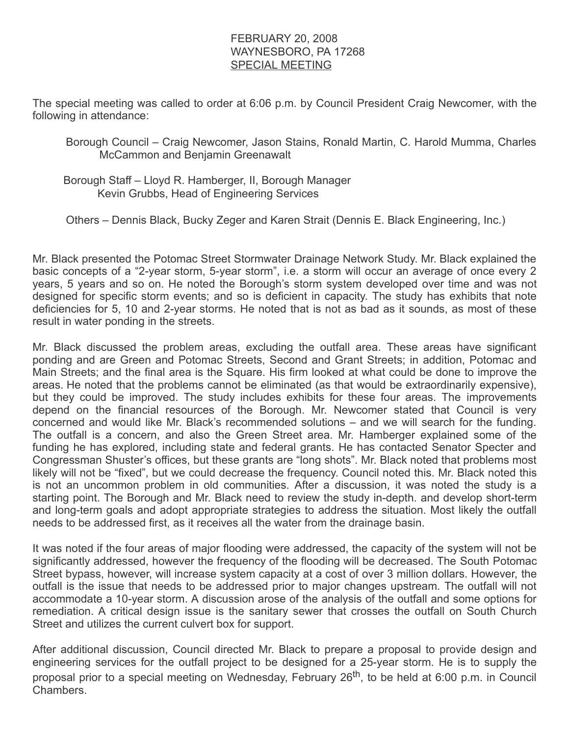FEBRUARY 20, 2008
WAYNESBORO, PA 17268
<u>SPECIAL MEETING</u>

The special meeting was called to order at 6:06 p.m. by Council President Craig Newcomer, with the following in attendance:

Borough Council – Craig Newcomer, Jason Stains, Ronald Martin, C. Harold Mumma, Charles McCammon and Benjamin Greenawalt

Borough Staff – Lloyd R. Hamberger, II, Borough Manager
Kevin Grubbs, Head of Engineering Services

Others – Dennis Black, Bucky Zeger and Karen Strait (Dennis E. Black Engineering, Inc.)

Mr. Black presented the Potomac Street Stormwater Drainage Network Study. Mr. Black explained the basic concepts of a "2-year storm, 5-year storm", i.e. a storm will occur an average of once every 2 years, 5 years and so on. He noted the Borough's storm system developed over time and was not designed for specific storm events; and so is deficient in capacity. The study has exhibits that note deficiencies for 5, 10 and 2-year storms. He noted that is not as bad as it sounds, as most of these result in water ponding in the streets.

Mr. Black discussed the problem areas, excluding the outfall area. These areas have significant ponding and are Green and Potomac Streets, Second and Grant Streets; in addition, Potomac and Main Streets; and the final area is the Square. His firm looked at what could be done to improve the areas. He noted that the problems cannot be eliminated (as that would be extraordinarily expensive), but they could be improved. The study includes exhibits for these four areas. The improvements depend on the financial resources of the Borough. Mr. Newcomer stated that Council is very concerned and would like Mr. Black's recommended solutions – and we will search for the funding. The outfall is a concern, and also the Green Street area. Mr. Hamberger explained some of the funding he has explored, including state and federal grants. He has contacted Senator Specter and Congressman Shuster's offices, but these grants are "long shots". Mr. Black noted that problems most likely will not be "fixed", but we could decrease the frequency. Council noted this. Mr. Black noted this is not an uncommon problem in old communities. After a discussion, it was noted the study is a starting point. The Borough and Mr. Black need to review the study in-depth. and develop short-term and long-term goals and adopt appropriate strategies to address the situation. Most likely the outfall needs to be addressed first, as it receives all the water from the drainage basin.

It was noted if the four areas of major flooding were addressed, the capacity of the system will not be significantly addressed, however the frequency of the flooding will be decreased. The South Potomac Street bypass, however, will increase system capacity at a cost of over 3 million dollars. However, the outfall is the issue that needs to be addressed prior to major changes upstream. The outfall will not accommodate a 10-year storm. A discussion arose of the analysis of the outfall and some options for remediation. A critical design issue is the sanitary sewer that crosses the outfall on South Church Street and utilizes the current culvert box for support.

After additional discussion, Council directed Mr. Black to prepare a proposal to provide design and engineering services for the outfall project to be designed for a 25-year storm. He is to supply the proposal prior to a special meeting on Wednesday, February 26th, to be held at 6:00 p.m. in Council Chambers.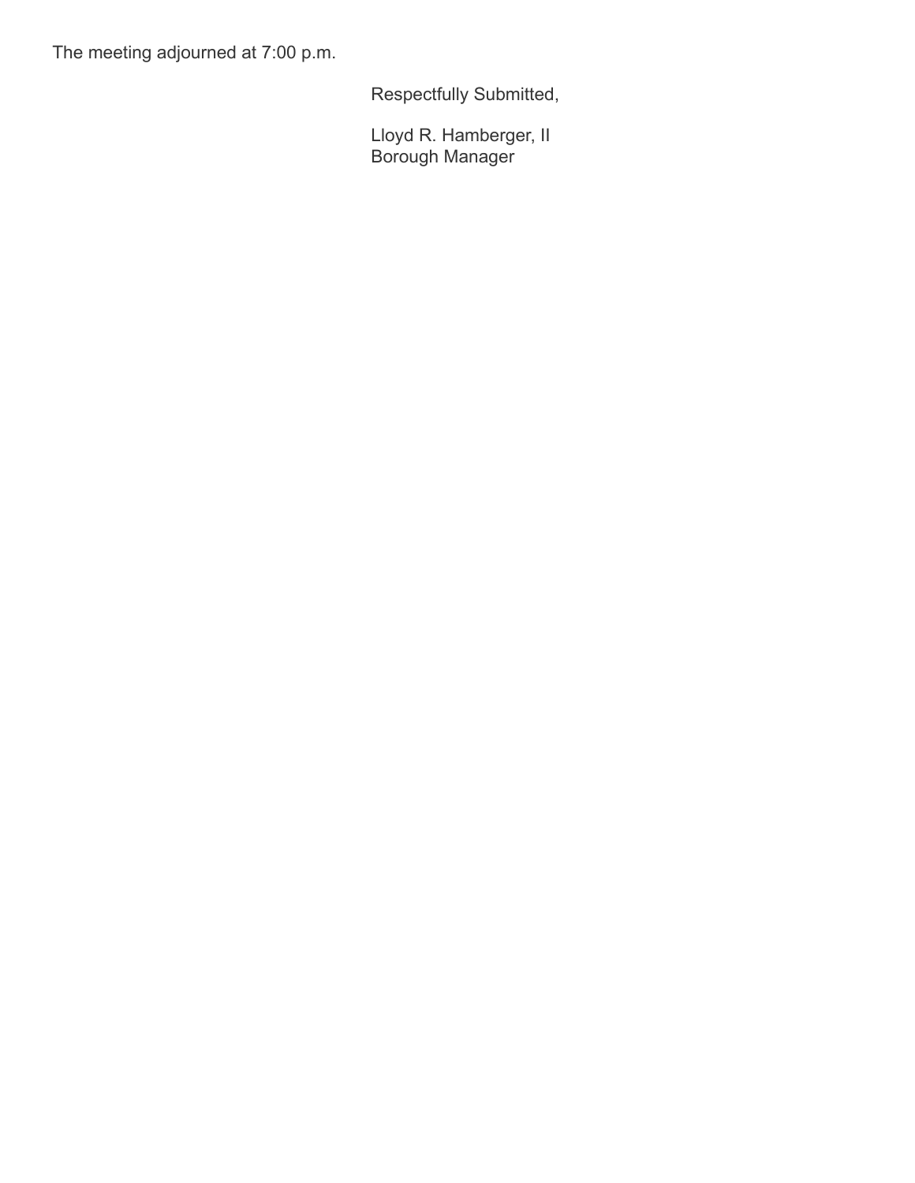The meeting adjourned at 7:00 p.m.

Respectfully Submitted,

Lloyd R. Hamberger, II
Borough Manager